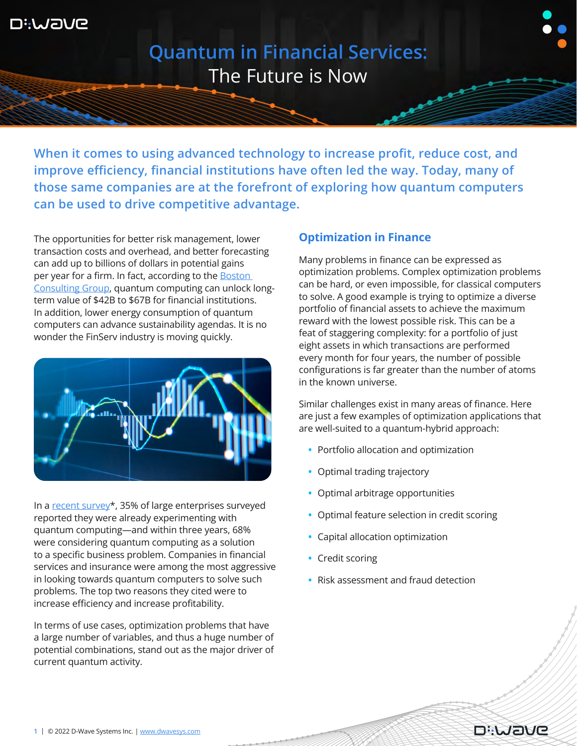# Quantum in Financial Services:
## The Future is Now

**When it comes to using advanced technology to increase profit, reduce cost, and improve efficiency, financial institutions have often led the way. Today, many of those same companies are at the forefront of exploring how quantum computers can be used to drive competitive advantage.**

The opportunities for better risk management, lower transaction costs and overhead, and better forecasting can add up to billions of dollars in potential gains per year for a firm. In fact, according to the [Boston Consulting Group](), quantum computing can unlock long-term value of $42B to $67B for financial institutions. In addition, lower energy consumption of quantum computers can advance sustainability agendas. It is no wonder the FinServ industry is moving quickly.

In a [recent survey]()*, 35% of large enterprises surveyed reported they were already experimenting with quantum computing—and within three years, 68% were considering quantum computing as a solution to a specific business problem. Companies in financial services and insurance were among the most aggressive in looking towards quantum computers to solve such problems. The top two reasons they cited were to increase efficiency and increase profitability.

In terms of use cases, optimization problems that have a large number of variables, and thus a huge number of potential combinations, stand out as the major driver of current quantum activity.

## Optimization in Finance

Many problems in finance can be expressed as optimization problems. Complex optimization problems can be hard, or even impossible, for classical computers to solve. A good example is trying to optimize a diverse portfolio of financial assets to achieve the maximum reward with the lowest possible risk. This can be a feat of staggering complexity: for a portfolio of just eight assets in which transactions are performed every month for four years, the number of possible configurations is far greater than the number of atoms in the known universe.

Similar challenges exist in many areas of finance. Here are just a few examples of optimization applications that are well-suited to a quantum-hybrid approach:

- Portfolio allocation and optimization
- Optimal trading trajectory
- Optimal arbitrage opportunities
- Optimal feature selection in credit scoring
- Capital allocation optimization
- Credit scoring
- Risk assessment and fraud detection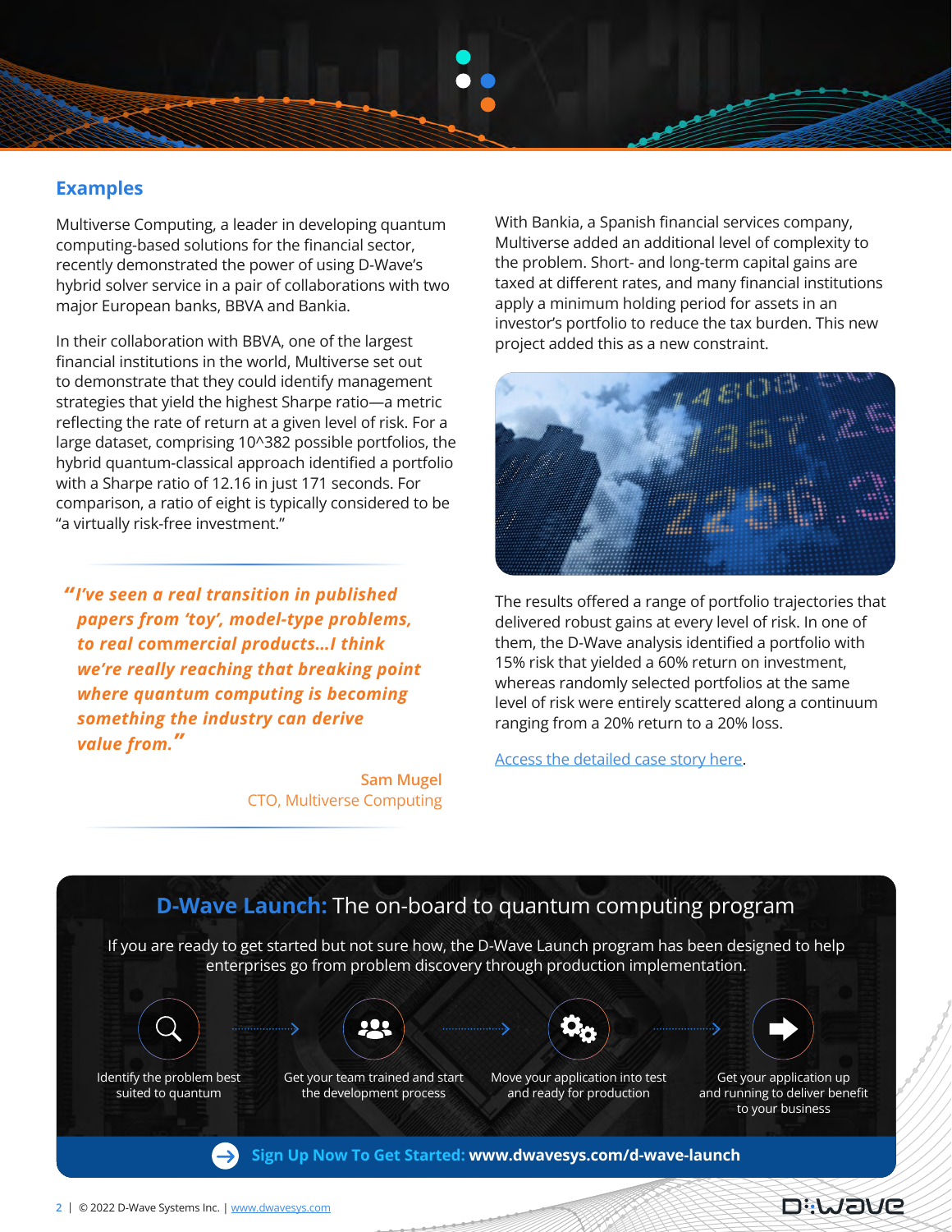## Examples

Multiverse Computing, a leader in developing quantum computing-based solutions for the financial sector, recently demonstrated the power of using D-Wave's hybrid solver service in a pair of collaborations with two major European banks, BBVA and Bankia.

In their collaboration with BBVA, one of the largest financial institutions in the world, Multiverse set out to demonstrate that they could identify management strategies that yield the highest Sharpe ratio—a metric reflecting the rate of return at a given level of risk. For a large dataset, comprising 10^382 possible portfolios, the hybrid quantum-classical approach identified a portfolio with a Sharpe ratio of 12.16 in just 171 seconds. For comparison, a ratio of eight is typically considered to be "a virtually risk-free investment."

> ***"I've seen a real transition in published papers from 'toy', model-type problems, to real commercial products...I think we're really reaching that breaking point where quantum computing is becoming something the industry can derive value from."***
>
> **Sam Mugel**
> CTO, Multiverse Computing

With Bankia, a Spanish financial services company, Multiverse added an additional level of complexity to the problem. Short- and long-term capital gains are taxed at different rates, and many financial institutions apply a minimum holding period for assets in an investor's portfolio to reduce the tax burden. This new project added this as a new constraint.

The results offered a range of portfolio trajectories that delivered robust gains at every level of risk. In one of them, the D-Wave analysis identified a portfolio with 15% risk that yielded a 60% return on investment, whereas randomly selected portfolios at the same level of risk were entirely scattered along a continuum ranging from a 20% return to a 20% loss.

Access the detailed case story here.

## D-Wave Launch: The on-board to quantum computing program

If you are ready to get started but not sure how, the D-Wave Launch program has been designed to help enterprises go from problem discovery through production implementation.

1. Identify the problem best suited to quantum
2. Get your team trained and start the development process
3. Move your application into test and ready for production
4. Get your application up and running to deliver benefit to your business

**Sign Up Now To Get Started: www.dwavesys.com/d-wave-launch**

© 2022 D-Wave Systems Inc. | www.dwavesys.com